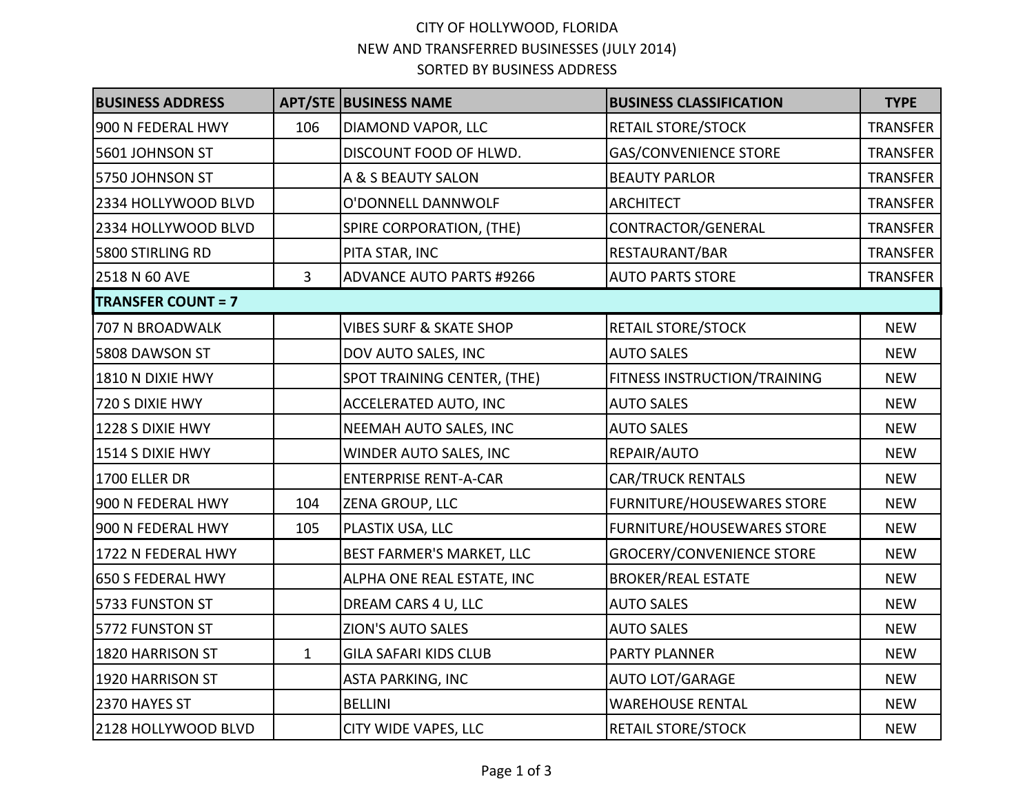CITY OF HOLLYWOOD, FLORIDA

NEW AND TRANSFERRED BUSINESSES (JULY 2014)

SORTED BY BUSINESS ADDRESS

| BUSINESS ADDRESS | APT/STE | BUSINESS NAME | BUSINESS CLASSIFICATION | TYPE |
|---|---|---|---|---|
| 900 N FEDERAL HWY | 106 | DIAMOND VAPOR, LLC | RETAIL STORE/STOCK | TRANSFER |
| 5601 JOHNSON ST | | DISCOUNT FOOD OF HLWD. | GAS/CONVENIENCE STORE | TRANSFER |
| 5750 JOHNSON ST | | A & S BEAUTY SALON | BEAUTY PARLOR | TRANSFER |
| 2334 HOLLYWOOD BLVD | | O'DONNELL DANNWOLF | ARCHITECT | TRANSFER |
| 2334 HOLLYWOOD BLVD | | SPIRE CORPORATION, (THE) | CONTRACTOR/GENERAL | TRANSFER |
| 5800 STIRLING RD | | PITA STAR, INC | RESTAURANT/BAR | TRANSFER |
| 2518 N 60 AVE | 3 | ADVANCE AUTO PARTS #9266 | AUTO PARTS STORE | TRANSFER |
| **TRANSFER COUNT = 7** | | | | |
| 707 N BROADWALK | | VIBES SURF & SKATE SHOP | RETAIL STORE/STOCK | NEW |
| 5808 DAWSON ST | | DOV AUTO SALES, INC | AUTO SALES | NEW |
| 1810 N DIXIE HWY | | SPOT TRAINING CENTER, (THE) | FITNESS INSTRUCTION/TRAINING | NEW |
| 720 S DIXIE HWY | | ACCELERATED AUTO, INC | AUTO SALES | NEW |
| 1228 S DIXIE HWY | | NEEMAH AUTO SALES, INC | AUTO SALES | NEW |
| 1514 S DIXIE HWY | | WINDER AUTO SALES, INC | REPAIR/AUTO | NEW |
| 1700 ELLER DR | | ENTERPRISE RENT-A-CAR | CAR/TRUCK RENTALS | NEW |
| 900 N FEDERAL HWY | 104 | ZENA GROUP, LLC | FURNITURE/HOUSEWARES STORE | NEW |
| 900 N FEDERAL HWY | 105 | PLASTIX USA, LLC | FURNITURE/HOUSEWARES STORE | NEW |
| 1722 N FEDERAL HWY | | BEST FARMER'S MARKET, LLC | GROCERY/CONVENIENCE STORE | NEW |
| 650 S FEDERAL HWY | | ALPHA ONE REAL ESTATE, INC | BROKER/REAL ESTATE | NEW |
| 5733 FUNSTON ST | | DREAM CARS 4 U, LLC | AUTO SALES | NEW |
| 5772 FUNSTON ST | | ZION'S AUTO SALES | AUTO SALES | NEW |
| 1820 HARRISON ST | 1 | GILA SAFARI KIDS CLUB | PARTY PLANNER | NEW |
| 1920 HARRISON ST | | ASTA PARKING, INC | AUTO LOT/GARAGE | NEW |
| 2370 HAYES ST | | BELLINI | WAREHOUSE RENTAL | NEW |
| 2128 HOLLYWOOD BLVD | | CITY WIDE VAPES, LLC | RETAIL STORE/STOCK | NEW |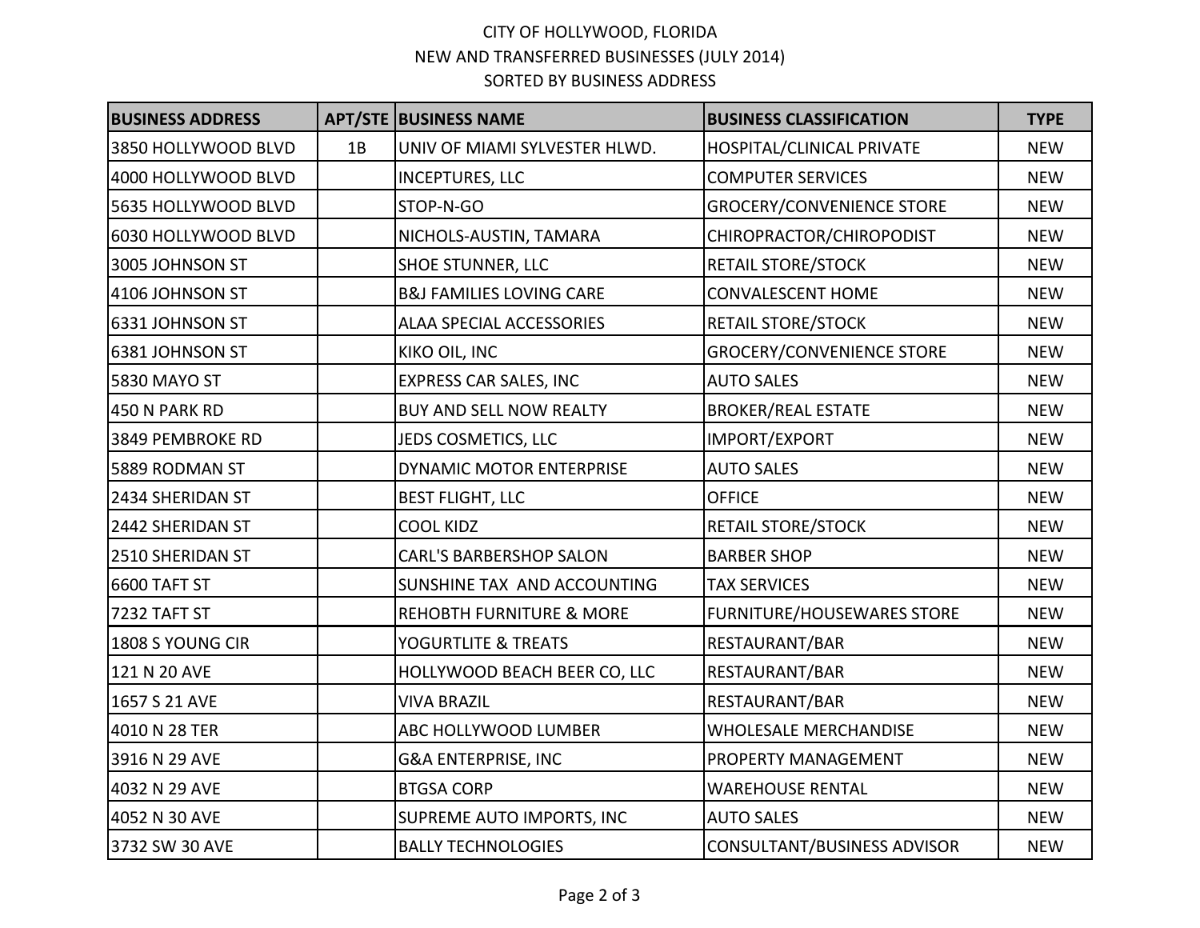CITY OF HOLLYWOOD, FLORIDA
NEW AND TRANSFERRED BUSINESSES (JULY 2014)
SORTED BY BUSINESS ADDRESS

| BUSINESS ADDRESS | APT/STE | BUSINESS NAME | BUSINESS CLASSIFICATION | TYPE |
|---|---|---|---|---|
| 3850 HOLLYWOOD BLVD | 1B | UNIV OF MIAMI SYLVESTER HLWD. | HOSPITAL/CLINICAL PRIVATE | NEW |
| 4000 HOLLYWOOD BLVD | | INCEPTURES, LLC | COMPUTER SERVICES | NEW |
| 5635 HOLLYWOOD BLVD | | STOP-N-GO | GROCERY/CONVENIENCE STORE | NEW |
| 6030 HOLLYWOOD BLVD | | NICHOLS-AUSTIN, TAMARA | CHIROPRACTOR/CHIROPODIST | NEW |
| 3005 JOHNSON ST | | SHOE STUNNER, LLC | RETAIL STORE/STOCK | NEW |
| 4106 JOHNSON ST | | B&J FAMILIES LOVING CARE | CONVALESCENT HOME | NEW |
| 6331 JOHNSON ST | | ALAA SPECIAL ACCESSORIES | RETAIL STORE/STOCK | NEW |
| 6381 JOHNSON ST | | KIKO OIL, INC | GROCERY/CONVENIENCE STORE | NEW |
| 5830 MAYO ST | | EXPRESS CAR SALES, INC | AUTO SALES | NEW |
| 450 N PARK RD | | BUY AND SELL NOW REALTY | BROKER/REAL ESTATE | NEW |
| 3849 PEMBROKE RD | | JEDS COSMETICS, LLC | IMPORT/EXPORT | NEW |
| 5889 RODMAN ST | | DYNAMIC MOTOR ENTERPRISE | AUTO SALES | NEW |
| 2434 SHERIDAN ST | | BEST FLIGHT, LLC | OFFICE | NEW |
| 2442 SHERIDAN ST | | COOL KIDZ | RETAIL STORE/STOCK | NEW |
| 2510 SHERIDAN ST | | CARL'S BARBERSHOP SALON | BARBER SHOP | NEW |
| 6600 TAFT ST | | SUNSHINE TAX AND ACCOUNTING | TAX SERVICES | NEW |
| 7232 TAFT ST | | REHOBTH FURNITURE & MORE | FURNITURE/HOUSEWARES STORE | NEW |
| 1808 S YOUNG CIR | | YOGURTLITE & TREATS | RESTAURANT/BAR | NEW |
| 121 N 20 AVE | | HOLLYWOOD BEACH BEER CO, LLC | RESTAURANT/BAR | NEW |
| 1657 S 21 AVE | | VIVA BRAZIL | RESTAURANT/BAR | NEW |
| 4010 N 28 TER | | ABC HOLLYWOOD LUMBER | WHOLESALE MERCHANDISE | NEW |
| 3916 N 29 AVE | | G&A ENTERPRISE, INC | PROPERTY MANAGEMENT | NEW |
| 4032 N 29 AVE | | BTGSA CORP | WAREHOUSE RENTAL | NEW |
| 4052 N 30 AVE | | SUPREME AUTO IMPORTS, INC | AUTO SALES | NEW |
| 3732 SW 30 AVE | | BALLY TECHNOLOGIES | CONSULTANT/BUSINESS ADVISOR | NEW |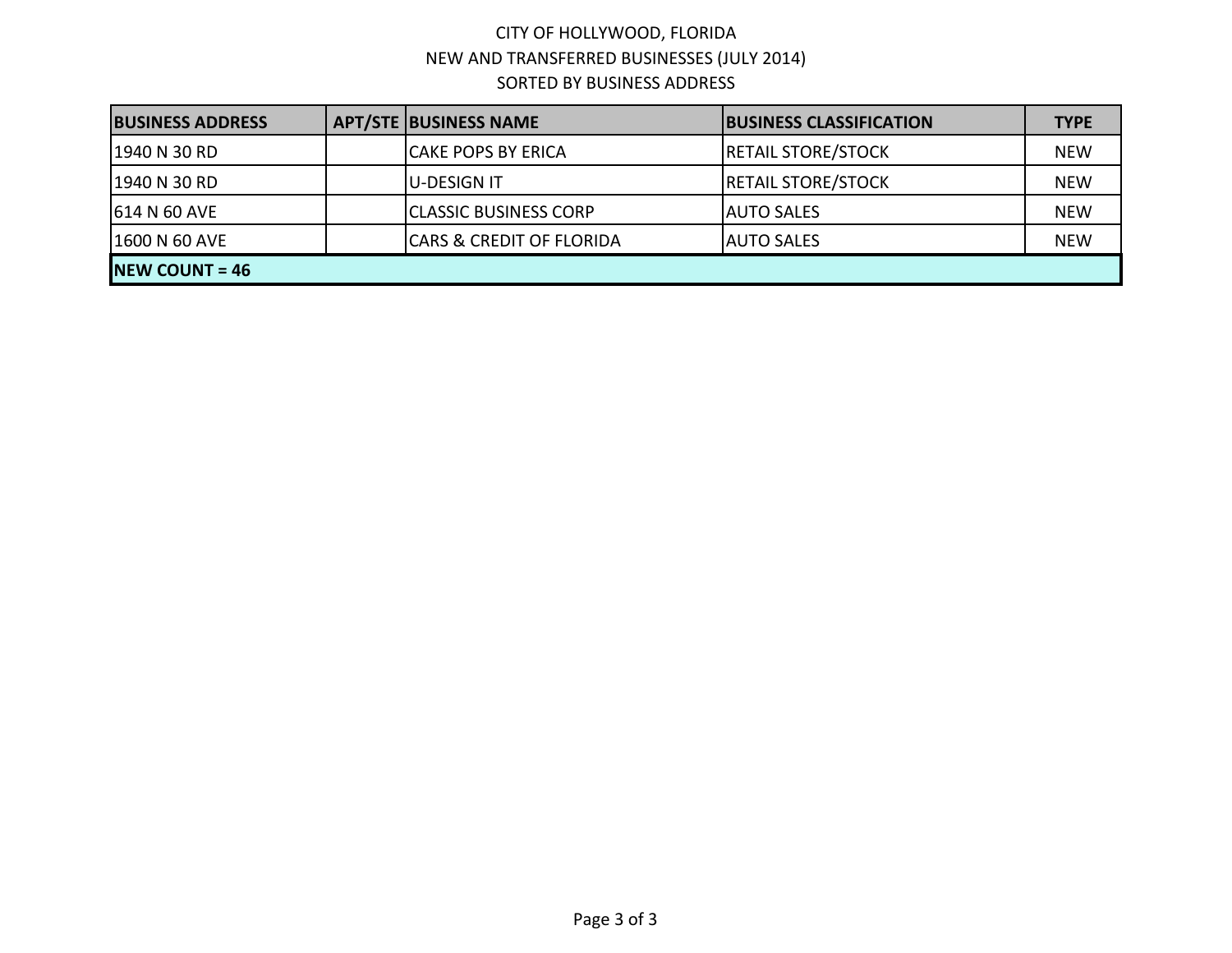CITY OF HOLLYWOOD, FLORIDA
NEW AND TRANSFERRED BUSINESSES (JULY 2014)
SORTED BY BUSINESS ADDRESS

| BUSINESS ADDRESS | APT/STE | BUSINESS NAME | BUSINESS CLASSIFICATION | TYPE |
|---|---|---|---|---|
| 1940 N 30 RD | | CAKE POPS BY ERICA | RETAIL STORE/STOCK | NEW |
| 1940 N 30 RD | | U-DESIGN IT | RETAIL STORE/STOCK | NEW |
| 614 N 60 AVE | | CLASSIC BUSINESS CORP | AUTO SALES | NEW |
| 1600 N 60 AVE | | CARS & CREDIT OF FLORIDA | AUTO SALES | NEW |
| **NEW COUNT = 46** | | | | |